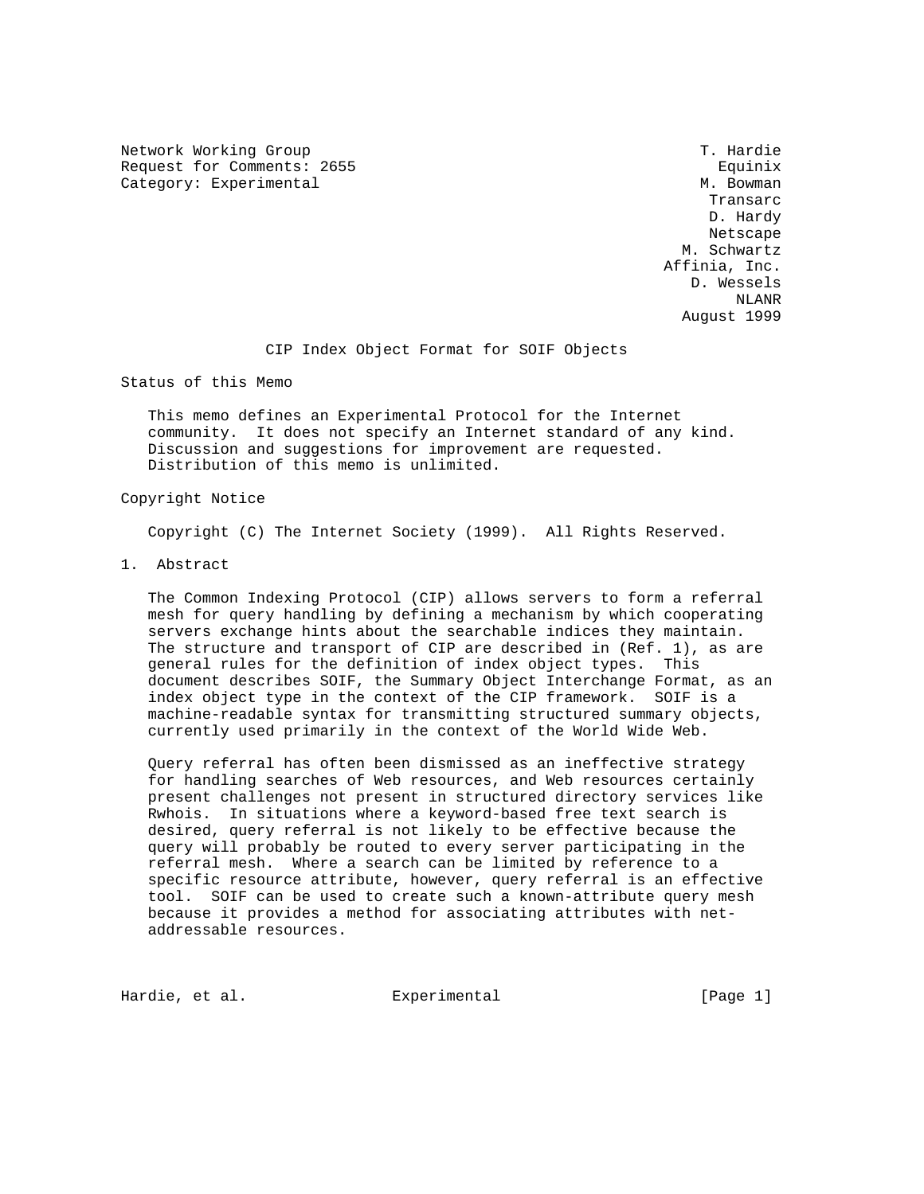Network Working Group T. Hardie
Request for Comments: 2655 Equinix
Category: Experimental M. Bowman
Transarc
D. Hardy
Netscape
M. Schwartz
Affinia, Inc.
D. Wessels
NLANR
August 1999

# CIP Index Object Format for SOIF Objects

## Status of this Memo

This memo defines an Experimental Protocol for the Internet community. It does not specify an Internet standard of any kind. Discussion and suggestions for improvement are requested. Distribution of this memo is unlimited.

## Copyright Notice

Copyright (C) The Internet Society (1999). All Rights Reserved.

## 1. Abstract

The Common Indexing Protocol (CIP) allows servers to form a referral mesh for query handling by defining a mechanism by which cooperating servers exchange hints about the searchable indices they maintain. The structure and transport of CIP are described in (Ref. 1), as are general rules for the definition of index object types. This document describes SOIF, the Summary Object Interchange Format, as an index object type in the context of the CIP framework. SOIF is a machine-readable syntax for transmitting structured summary objects, currently used primarily in the context of the World Wide Web.

Query referral has often been dismissed as an ineffective strategy for handling searches of Web resources, and Web resources certainly present challenges not present in structured directory services like Rwhois. In situations where a keyword-based free text search is desired, query referral is not likely to be effective because the query will probably be routed to every server participating in the referral mesh. Where a search can be limited by reference to a specific resource attribute, however, query referral is an effective tool. SOIF can be used to create such a known-attribute query mesh because it provides a method for associating attributes with net-addressable resources.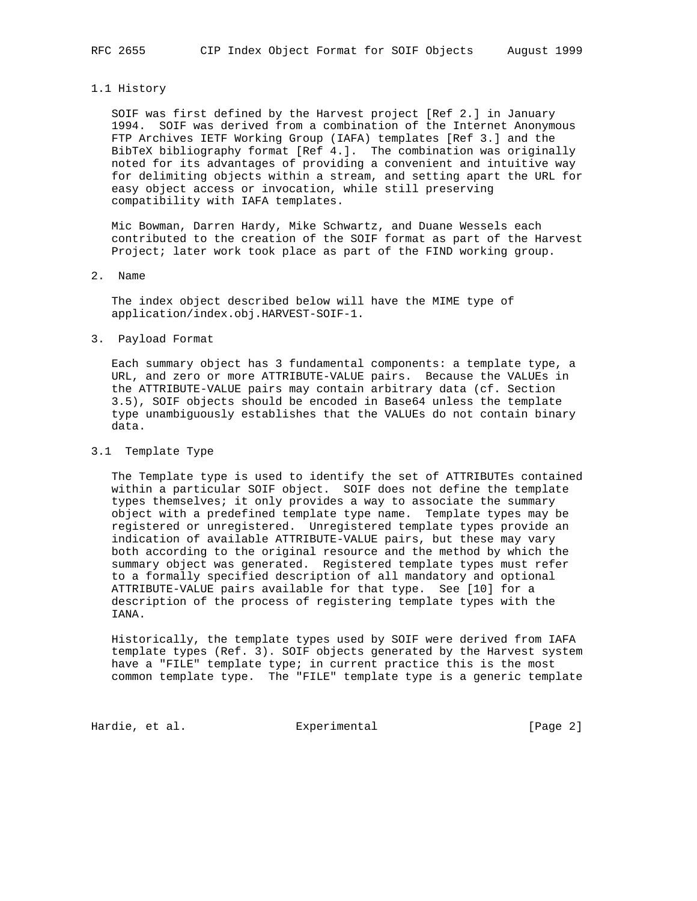### 1.1 History

SOIF was first defined by the Harvest project [Ref 2.] in January 1994. SOIF was derived from a combination of the Internet Anonymous FTP Archives IETF Working Group (IAFA) templates [Ref 3.] and the BibTeX bibliography format [Ref 4.]. The combination was originally noted for its advantages of providing a convenient and intuitive way for delimiting objects within a stream, and setting apart the URL for easy object access or invocation, while still preserving compatibility with IAFA templates.

Mic Bowman, Darren Hardy, Mike Schwartz, and Duane Wessels each contributed to the creation of the SOIF format as part of the Harvest Project; later work took place as part of the FIND working group.

## 2. Name

The index object described below will have the MIME type of application/index.obj.HARVEST-SOIF-1.

## 3. Payload Format

Each summary object has 3 fundamental components: a template type, a URL, and zero or more ATTRIBUTE-VALUE pairs. Because the VALUEs in the ATTRIBUTE-VALUE pairs may contain arbitrary data (cf. Section 3.5), SOIF objects should be encoded in Base64 unless the template type unambiguously establishes that the VALUEs do not contain binary data.

### 3.1 Template Type

The Template type is used to identify the set of ATTRIBUTEs contained within a particular SOIF object. SOIF does not define the template types themselves; it only provides a way to associate the summary object with a predefined template type name. Template types may be registered or unregistered. Unregistered template types provide an indication of available ATTRIBUTE-VALUE pairs, but these may vary both according to the original resource and the method by which the summary object was generated. Registered template types must refer to a formally specified description of all mandatory and optional ATTRIBUTE-VALUE pairs available for that type. See [10] for a description of the process of registering template types with the IANA.

Historically, the template types used by SOIF were derived from IAFA template types (Ref. 3). SOIF objects generated by the Harvest system have a "FILE" template type; in current practice this is the most common template type. The "FILE" template type is a generic template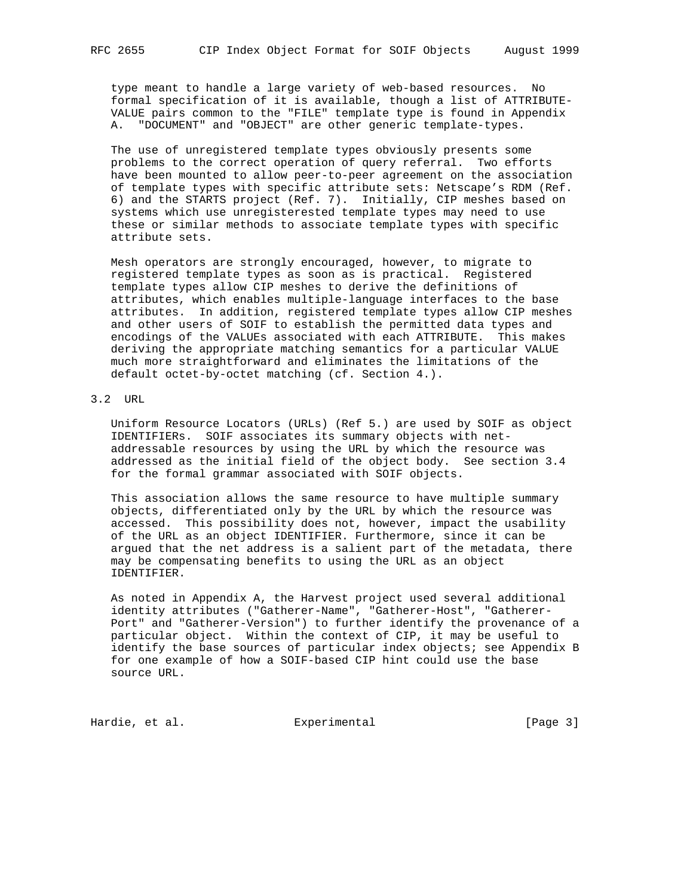type meant to handle a large variety of web-based resources. No formal specification of it is available, though a list of ATTRIBUTE-VALUE pairs common to the "FILE" template type is found in Appendix A. "DOCUMENT" and "OBJECT" are other generic template-types.

The use of unregistered template types obviously presents some problems to the correct operation of query referral. Two efforts have been mounted to allow peer-to-peer agreement on the association of template types with specific attribute sets: Netscape's RDM (Ref. 6) and the STARTS project (Ref. 7). Initially, CIP meshes based on systems which use unregisterested template types may need to use these or similar methods to associate template types with specific attribute sets.

Mesh operators are strongly encouraged, however, to migrate to registered template types as soon as is practical. Registered template types allow CIP meshes to derive the definitions of attributes, which enables multiple-language interfaces to the base attributes. In addition, registered template types allow CIP meshes and other users of SOIF to establish the permitted data types and encodings of the VALUEs associated with each ATTRIBUTE. This makes deriving the appropriate matching semantics for a particular VALUE much more straightforward and eliminates the limitations of the default octet-by-octet matching (cf. Section 4.).

## 3.2 URL

Uniform Resource Locators (URLs) (Ref 5.) are used by SOIF as object IDENTIFIERs. SOIF associates its summary objects with net-addressable resources by using the URL by which the resource was addressed as the initial field of the object body. See section 3.4 for the formal grammar associated with SOIF objects.

This association allows the same resource to have multiple summary objects, differentiated only by the URL by which the resource was accessed. This possibility does not, however, impact the usability of the URL as an object IDENTIFIER. Furthermore, since it can be argued that the net address is a salient part of the metadata, there may be compensating benefits to using the URL as an object IDENTIFIER.

As noted in Appendix A, the Harvest project used several additional identity attributes ("Gatherer-Name", "Gatherer-Host", "Gatherer-Port" and "Gatherer-Version") to further identify the provenance of a particular object. Within the context of CIP, it may be useful to identify the base sources of particular index objects; see Appendix B for one example of how a SOIF-based CIP hint could use the base source URL.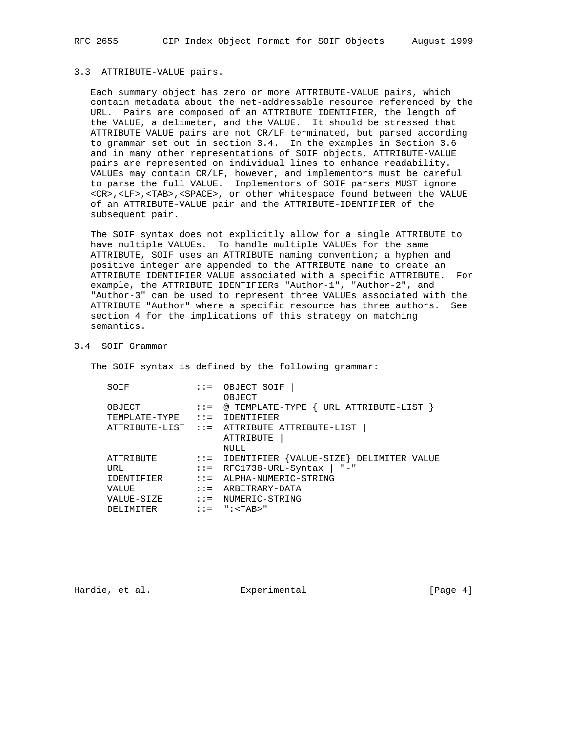### 3.3 ATTRIBUTE-VALUE pairs.

Each summary object has zero or more ATTRIBUTE-VALUE pairs, which contain metadata about the net-addressable resource referenced by the URL. Pairs are composed of an ATTRIBUTE IDENTIFIER, the length of the VALUE, a delimeter, and the VALUE. It should be stressed that ATTRIBUTE VALUE pairs are not CR/LF terminated, but parsed according to grammar set out in section 3.4. In the examples in Section 3.6 and in many other representations of SOIF objects, ATTRIBUTE-VALUE pairs are represented on individual lines to enhance readability. VALUEs may contain CR/LF, however, and implementors must be careful to parse the full VALUE. Implementors of SOIF parsers MUST ignore <CR>,<LF>,<TAB>,<SPACE>, or other whitespace found between the VALUE of an ATTRIBUTE-VALUE pair and the ATTRIBUTE-IDENTIFIER of the subsequent pair.

The SOIF syntax does not explicitly allow for a single ATTRIBUTE to have multiple VALUEs. To handle multiple VALUEs for the same ATTRIBUTE, SOIF uses an ATTRIBUTE naming convention; a hyphen and positive integer are appended to the ATTRIBUTE name to create an ATTRIBUTE IDENTIFIER VALUE associated with a specific ATTRIBUTE. For example, the ATTRIBUTE IDENTIFIERs "Author-1", "Author-2", and "Author-3" can be used to represent three VALUEs associated with the ATTRIBUTE "Author" where a specific resource has three authors. See section 4 for the implications of this strategy on matching semantics.

### 3.4 SOIF Grammar

The SOIF syntax is defined by the following grammar:

```
SOIF           ::=  OBJECT SOIF |
                    OBJECT
OBJECT         ::=  @ TEMPLATE-TYPE { URL ATTRIBUTE-LIST }
TEMPLATE-TYPE  ::=  IDENTIFIER
ATTRIBUTE-LIST ::=  ATTRIBUTE ATTRIBUTE-LIST |
                    ATTRIBUTE |
                    NULL
ATTRIBUTE      ::=  IDENTIFIER {VALUE-SIZE} DELIMITER VALUE
URL            ::=  RFC1738-URL-Syntax | "-"
IDENTIFIER     ::=  ALPHA-NUMERIC-STRING
VALUE          ::=  ARBITRARY-DATA
VALUE-SIZE     ::=  NUMERIC-STRING
DELIMITER      ::=  ":<TAB>"
```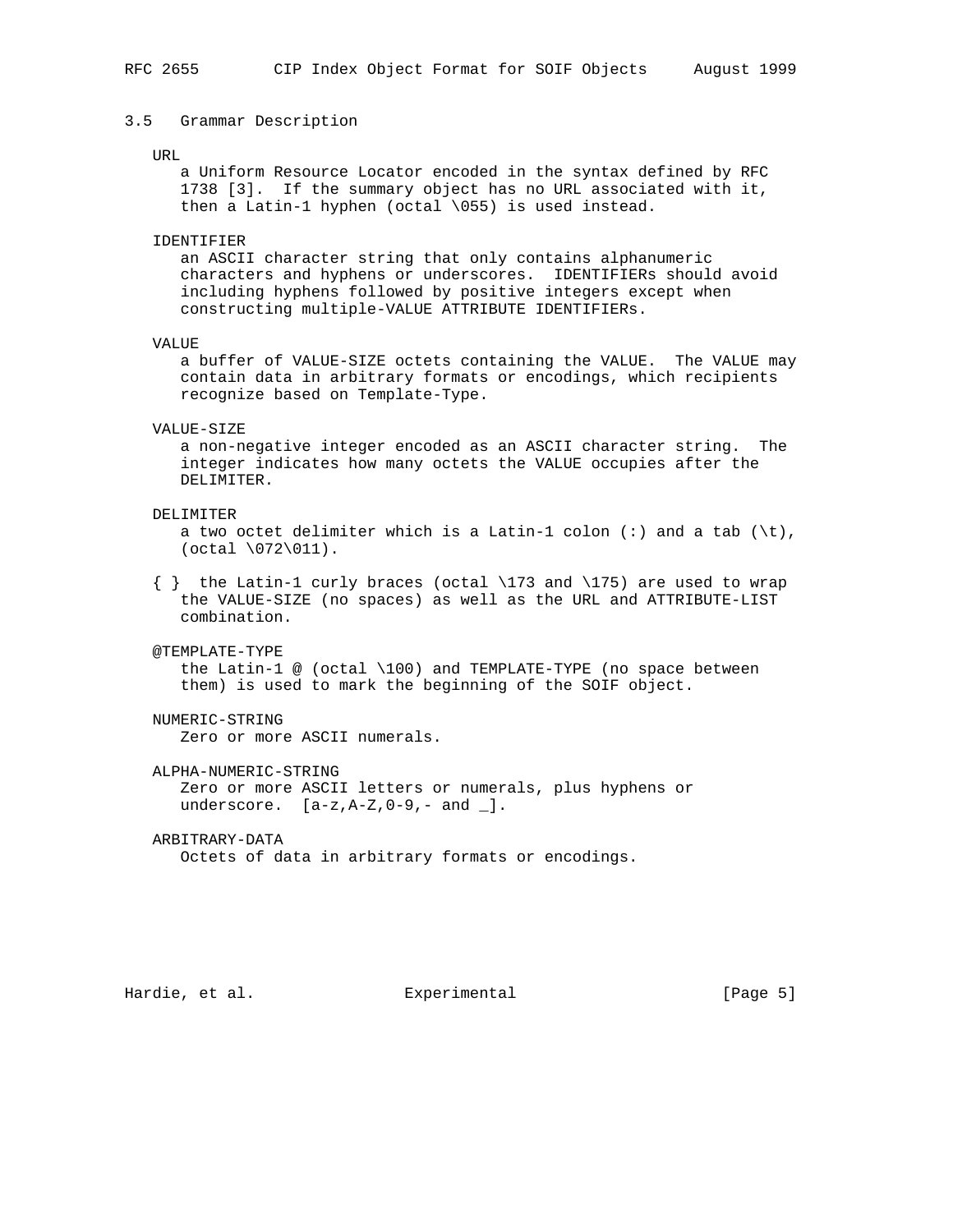### 3.5 Grammar Description

URL
: a Uniform Resource Locator encoded in the syntax defined by RFC 1738 [3]. If the summary object has no URL associated with it, then a Latin-1 hyphen (octal \055) is used instead.

IDENTIFIER
: an ASCII character string that only contains alphanumeric characters and hyphens or underscores. IDENTIFIERs should avoid including hyphens followed by positive integers except when constructing multiple-VALUE ATTRIBUTE IDENTIFIERs.

VALUE
: a buffer of VALUE-SIZE octets containing the VALUE. The VALUE may contain data in arbitrary formats or encodings, which recipients recognize based on Template-Type.

VALUE-SIZE
: a non-negative integer encoded as an ASCII character string. The integer indicates how many octets the VALUE occupies after the DELIMITER.

DELIMITER
: a two octet delimiter which is a Latin-1 colon (:) and a tab (\t), (octal \072\011).

{ }
: the Latin-1 curly braces (octal \173 and \175) are used to wrap the VALUE-SIZE (no spaces) as well as the URL and ATTRIBUTE-LIST combination.

@TEMPLATE-TYPE
: the Latin-1 @ (octal \100) and TEMPLATE-TYPE (no space between them) is used to mark the beginning of the SOIF object.

NUMERIC-STRING
: Zero or more ASCII numerals.

ALPHA-NUMERIC-STRING
: Zero or more ASCII letters or numerals, plus hyphens or underscore. [a-z,A-Z,0-9,- and _].

ARBITRARY-DATA
: Octets of data in arbitrary formats or encodings.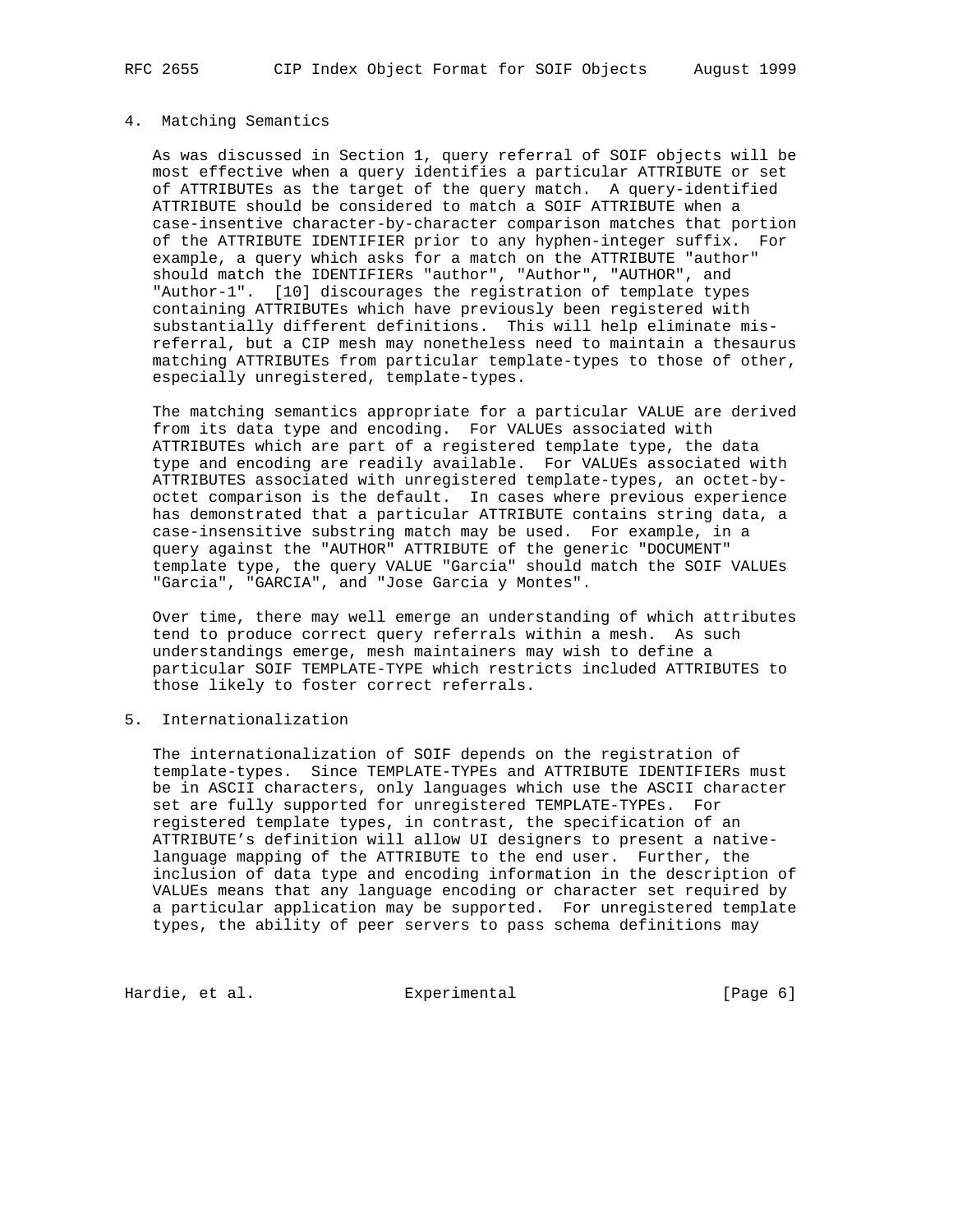## 4. Matching Semantics

As was discussed in Section 1, query referral of SOIF objects will be most effective when a query identifies a particular ATTRIBUTE or set of ATTRIBUTEs as the target of the query match. A query-identified ATTRIBUTE should be considered to match a SOIF ATTRIBUTE when a case-insentive character-by-character comparison matches that portion of the ATTRIBUTE IDENTIFIER prior to any hyphen-integer suffix. For example, a query which asks for a match on the ATTRIBUTE "author" should match the IDENTIFIERs "author", "Author", "AUTHOR", and "Author-1". [10] discourages the registration of template types containing ATTRIBUTEs which have previously been registered with substantially different definitions. This will help eliminate mis-referral, but a CIP mesh may nonetheless need to maintain a thesaurus matching ATTRIBUTEs from particular template-types to those of other, especially unregistered, template-types.

The matching semantics appropriate for a particular VALUE are derived from its data type and encoding. For VALUEs associated with ATTRIBUTEs which are part of a registered template type, the data type and encoding are readily available. For VALUEs associated with ATTRIBUTES associated with unregistered template-types, an octet-by-octet comparison is the default. In cases where previous experience has demonstrated that a particular ATTRIBUTE contains string data, a case-insensitive substring match may be used. For example, in a query against the "AUTHOR" ATTRIBUTE of the generic "DOCUMENT" template type, the query VALUE "Garcia" should match the SOIF VALUEs "Garcia", "GARCIA", and "Jose Garcia y Montes".

Over time, there may well emerge an understanding of which attributes tend to produce correct query referrals within a mesh. As such understandings emerge, mesh maintainers may wish to define a particular SOIF TEMPLATE-TYPE which restricts included ATTRIBUTES to those likely to foster correct referrals.

## 5. Internationalization

The internationalization of SOIF depends on the registration of template-types. Since TEMPLATE-TYPEs and ATTRIBUTE IDENTIFIERs must be in ASCII characters, only languages which use the ASCII character set are fully supported for unregistered TEMPLATE-TYPEs. For registered template types, in contrast, the specification of an ATTRIBUTE's definition will allow UI designers to present a native-language mapping of the ATTRIBUTE to the end user. Further, the inclusion of data type and encoding information in the description of VALUEs means that any language encoding or character set required by a particular application may be supported. For unregistered template types, the ability of peer servers to pass schema definitions may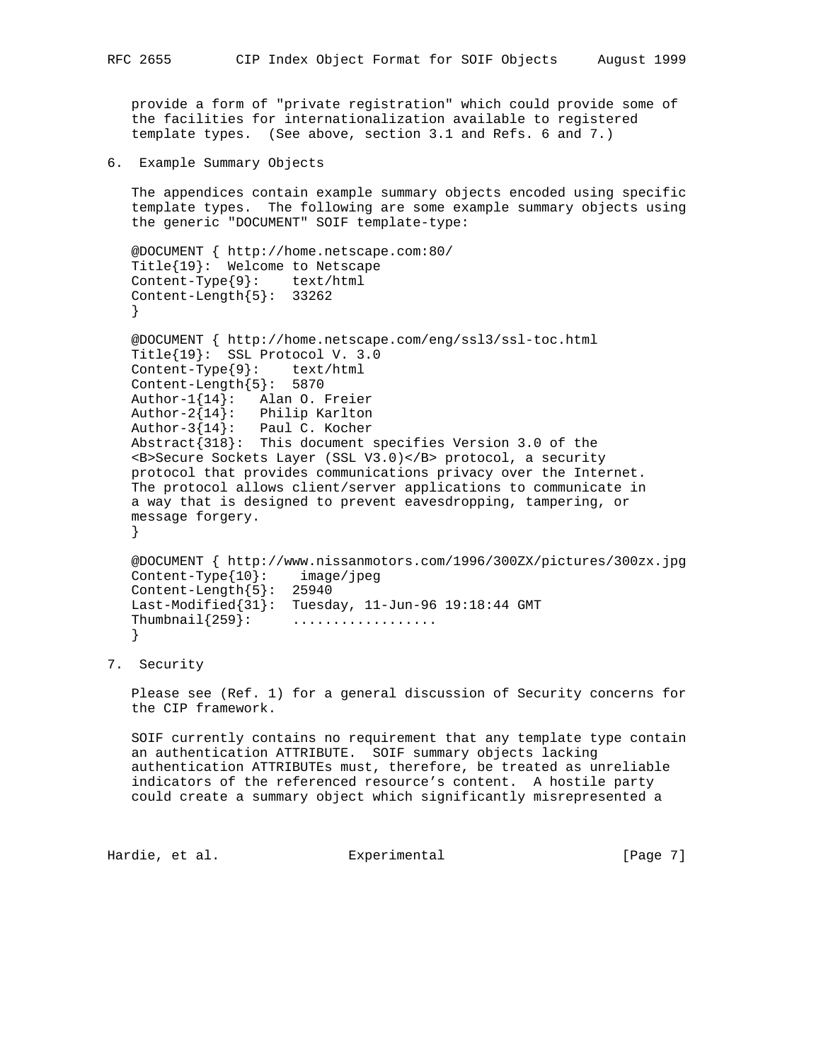provide a form of "private registration" which could provide some of the facilities for internationalization available to registered template types. (See above, section 3.1 and Refs. 6 and 7.)

## 6. Example Summary Objects

The appendices contain example summary objects encoded using specific template types. The following are some example summary objects using the generic "DOCUMENT" SOIF template-type:

```
@DOCUMENT { http://home.netscape.com:80/
Title{19}:  Welcome to Netscape
Content-Type{9}:    text/html
Content-Length{5}:  33262
}

@DOCUMENT { http://home.netscape.com/eng/ssl3/ssl-toc.html
Title{19}:  SSL Protocol V. 3.0
Content-Type{9}:    text/html
Content-Length{5}:  5870
Author-1{14}:   Alan O. Freier
Author-2{14}:   Philip Karlton
Author-3{14}:   Paul C. Kocher
Abstract{318}:  This document specifies Version 3.0 of the
<B>Secure Sockets Layer (SSL V3.0)</B> protocol, a security
protocol that provides communications privacy over the Internet.
The protocol allows client/server applications to communicate in
a way that is designed to prevent eavesdropping, tampering, or
message forgery.
}

@DOCUMENT { http://www.nissanmotors.com/1996/300ZX/pictures/300zx.jpg
Content-Type{10}:    image/jpeg
Content-Length{5}:  25940
Last-Modified{31}:  Tuesday, 11-Jun-96 19:18:44 GMT
Thumbnail{259}:     ..................
}
```

## 7. Security

Please see (Ref. 1) for a general discussion of Security concerns for the CIP framework.

SOIF currently contains no requirement that any template type contain an authentication ATTRIBUTE. SOIF summary objects lacking authentication ATTRIBUTEs must, therefore, be treated as unreliable indicators of the referenced resource's content. A hostile party could create a summary object which significantly misrepresented a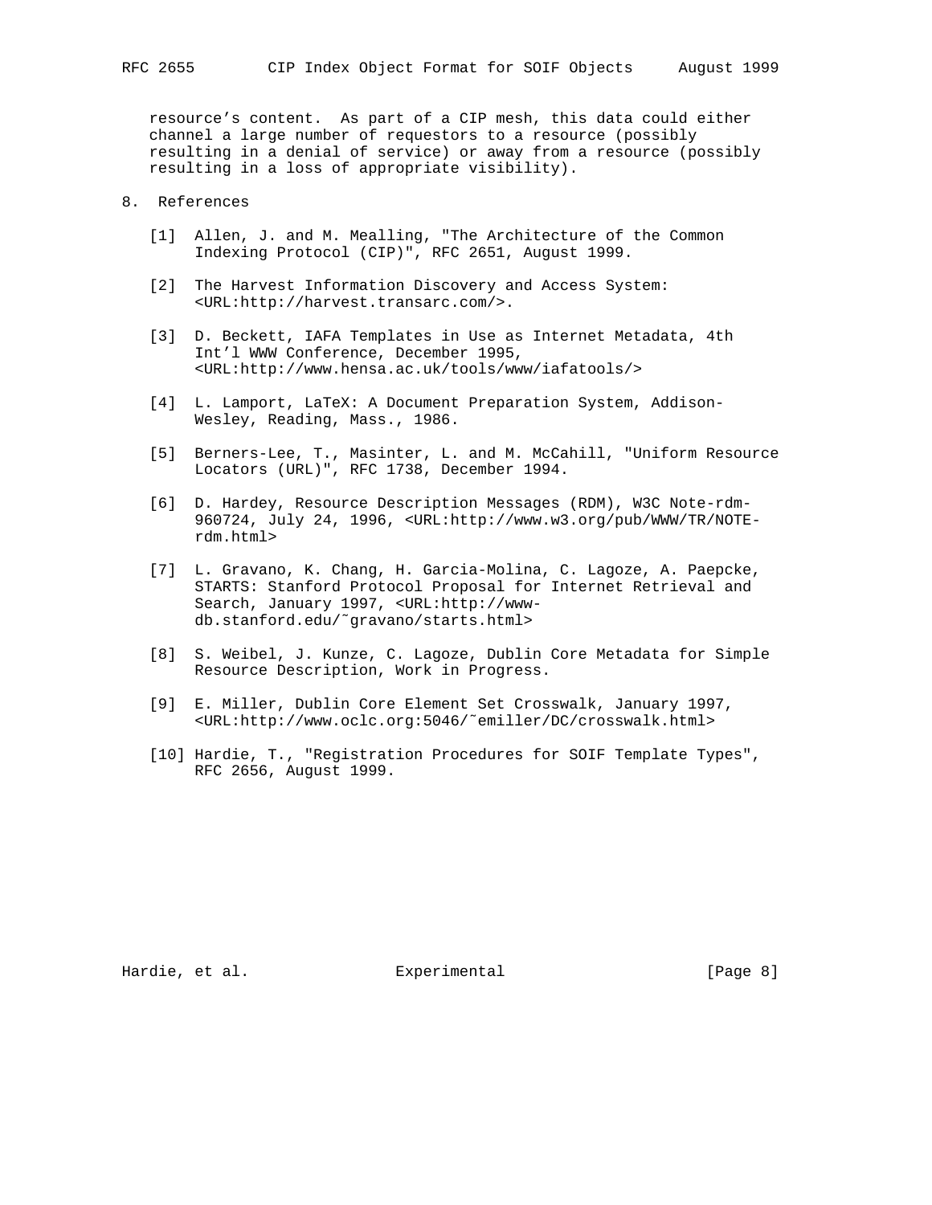resource's content. As part of a CIP mesh, this data could either channel a large number of requestors to a resource (possibly resulting in a denial of service) or away from a resource (possibly resulting in a loss of appropriate visibility).

## 8. References

[1] Allen, J. and M. Mealling, "The Architecture of the Common Indexing Protocol (CIP)", RFC 2651, August 1999.

[2] The Harvest Information Discovery and Access System: <URL:http://harvest.transarc.com/>.

[3] D. Beckett, IAFA Templates in Use as Internet Metadata, 4th Int'l WWW Conference, December 1995, <URL:http://www.hensa.ac.uk/tools/www/iafatools/>

[4] L. Lamport, LaTeX: A Document Preparation System, Addison-Wesley, Reading, Mass., 1986.

[5] Berners-Lee, T., Masinter, L. and M. McCahill, "Uniform Resource Locators (URL)", RFC 1738, December 1994.

[6] D. Hardey, Resource Description Messages (RDM), W3C Note-rdm-960724, July 24, 1996, <URL:http://www.w3.org/pub/WWW/TR/NOTE-rdm.html>

[7] L. Gravano, K. Chang, H. Garcia-Molina, C. Lagoze, A. Paepcke, STARTS: Stanford Protocol Proposal for Internet Retrieval and Search, January 1997, <URL:http://www-db.stanford.edu/˜gravano/starts.html>

[8] S. Weibel, J. Kunze, C. Lagoze, Dublin Core Metadata for Simple Resource Description, Work in Progress.

[9] E. Miller, Dublin Core Element Set Crosswalk, January 1997, <URL:http://www.oclc.org:5046/˜emiller/DC/crosswalk.html>

[10] Hardie, T., "Registration Procedures for SOIF Template Types", RFC 2656, August 1999.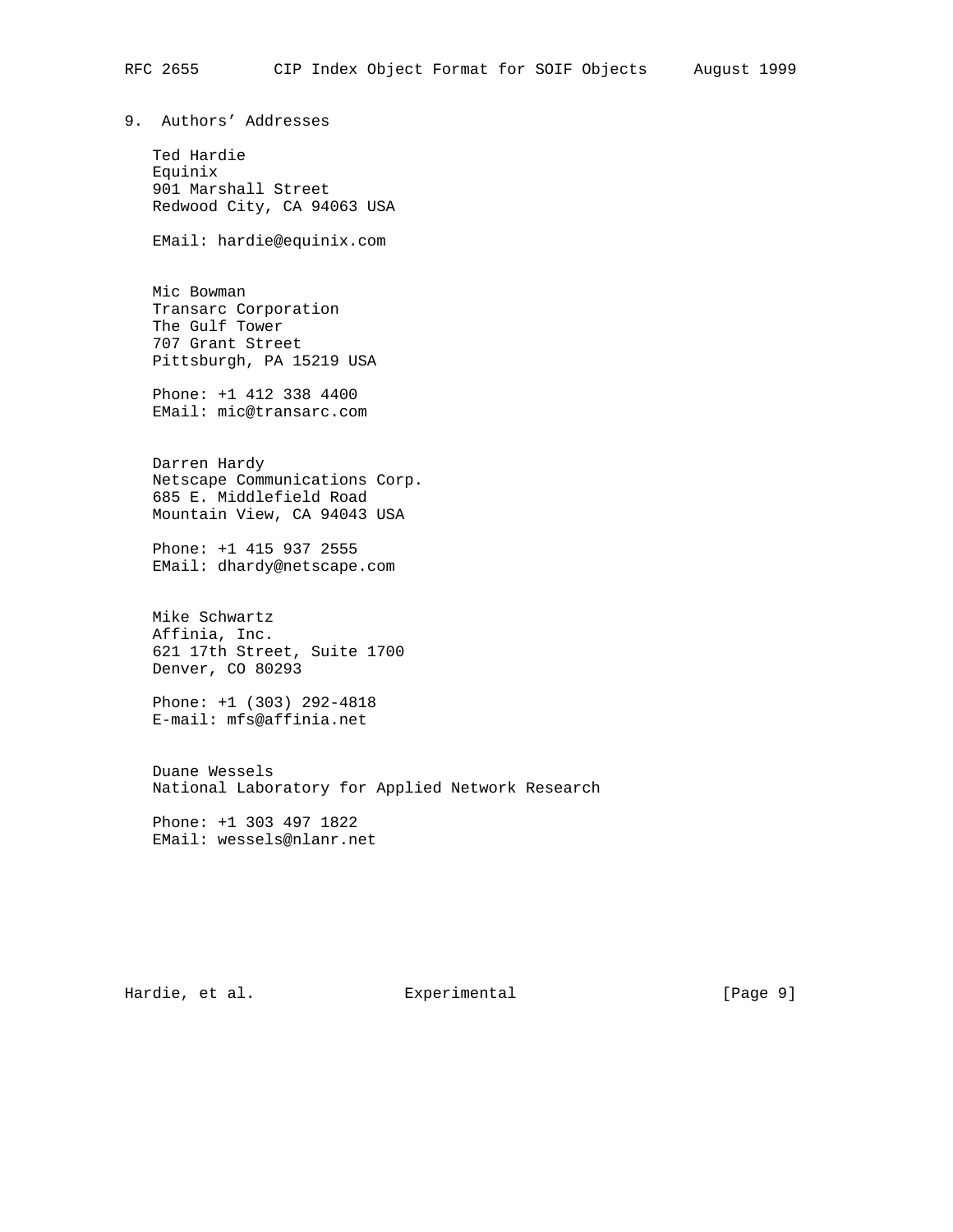## 9. Authors' Addresses

Ted Hardie  
Equinix  
901 Marshall Street  
Redwood City, CA 94063 USA

EMail: hardie@equinix.com

Mic Bowman  
Transarc Corporation  
The Gulf Tower  
707 Grant Street  
Pittsburgh, PA 15219 USA

Phone: +1 412 338 4400  
EMail: mic@transarc.com

Darren Hardy  
Netscape Communications Corp.  
685 E. Middlefield Road  
Mountain View, CA 94043 USA

Phone: +1 415 937 2555  
EMail: dhardy@netscape.com

Mike Schwartz  
Affinia, Inc.  
621 17th Street, Suite 1700  
Denver, CO 80293

Phone: +1 (303) 292-4818  
E-mail: mfs@affinia.net

Duane Wessels  
National Laboratory for Applied Network Research

Phone: +1 303 497 1822  
EMail: wessels@nlanr.net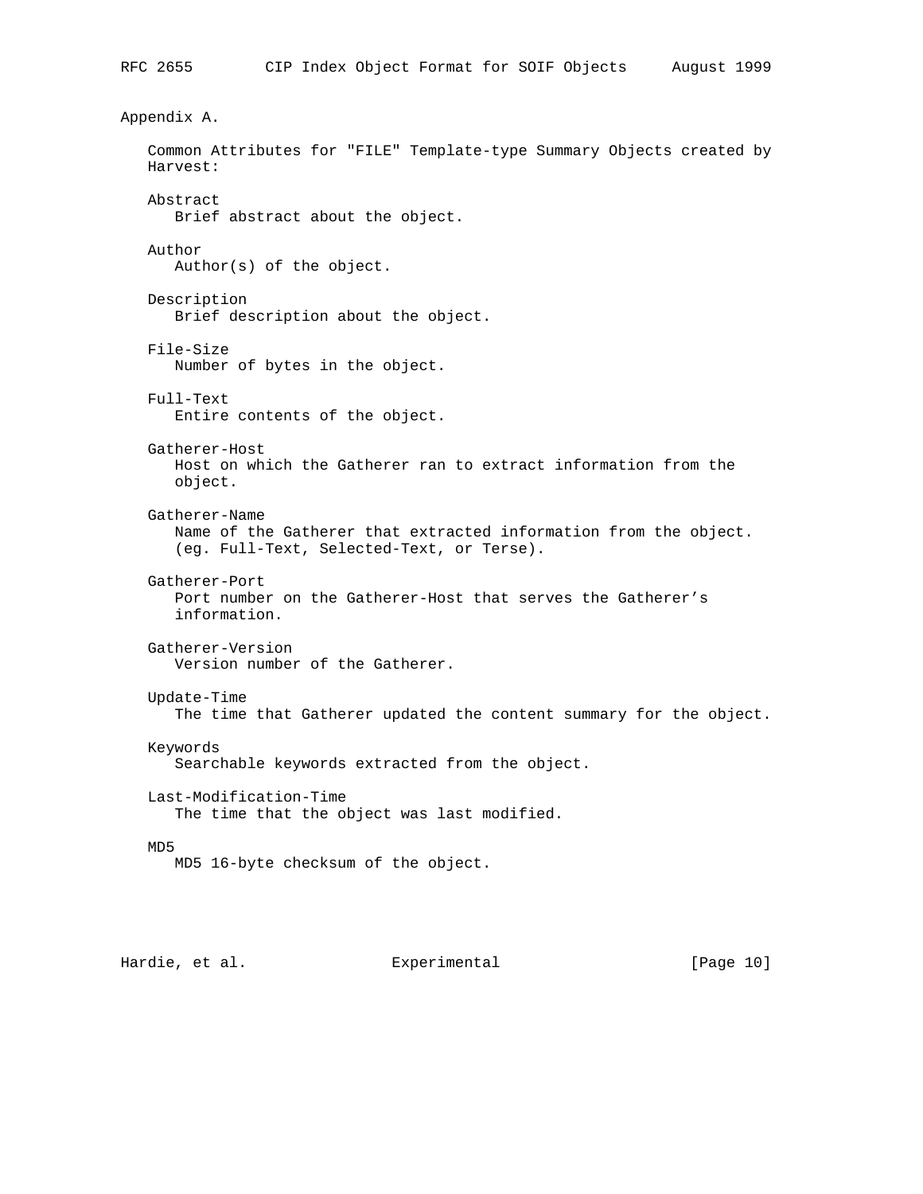## Appendix A.

Common Attributes for "FILE" Template-type Summary Objects created by Harvest:

**Abstract**
Brief abstract about the object.

**Author**
Author(s) of the object.

**Description**
Brief description about the object.

**File-Size**
Number of bytes in the object.

**Full-Text**
Entire contents of the object.

**Gatherer-Host**
Host on which the Gatherer ran to extract information from the object.

**Gatherer-Name**
Name of the Gatherer that extracted information from the object. (eg. Full-Text, Selected-Text, or Terse).

**Gatherer-Port**
Port number on the Gatherer-Host that serves the Gatherer's information.

**Gatherer-Version**
Version number of the Gatherer.

**Update-Time**
The time that Gatherer updated the content summary for the object.

**Keywords**
Searchable keywords extracted from the object.

**Last-Modification-Time**
The time that the object was last modified.

**MD5**
MD5 16-byte checksum of the object.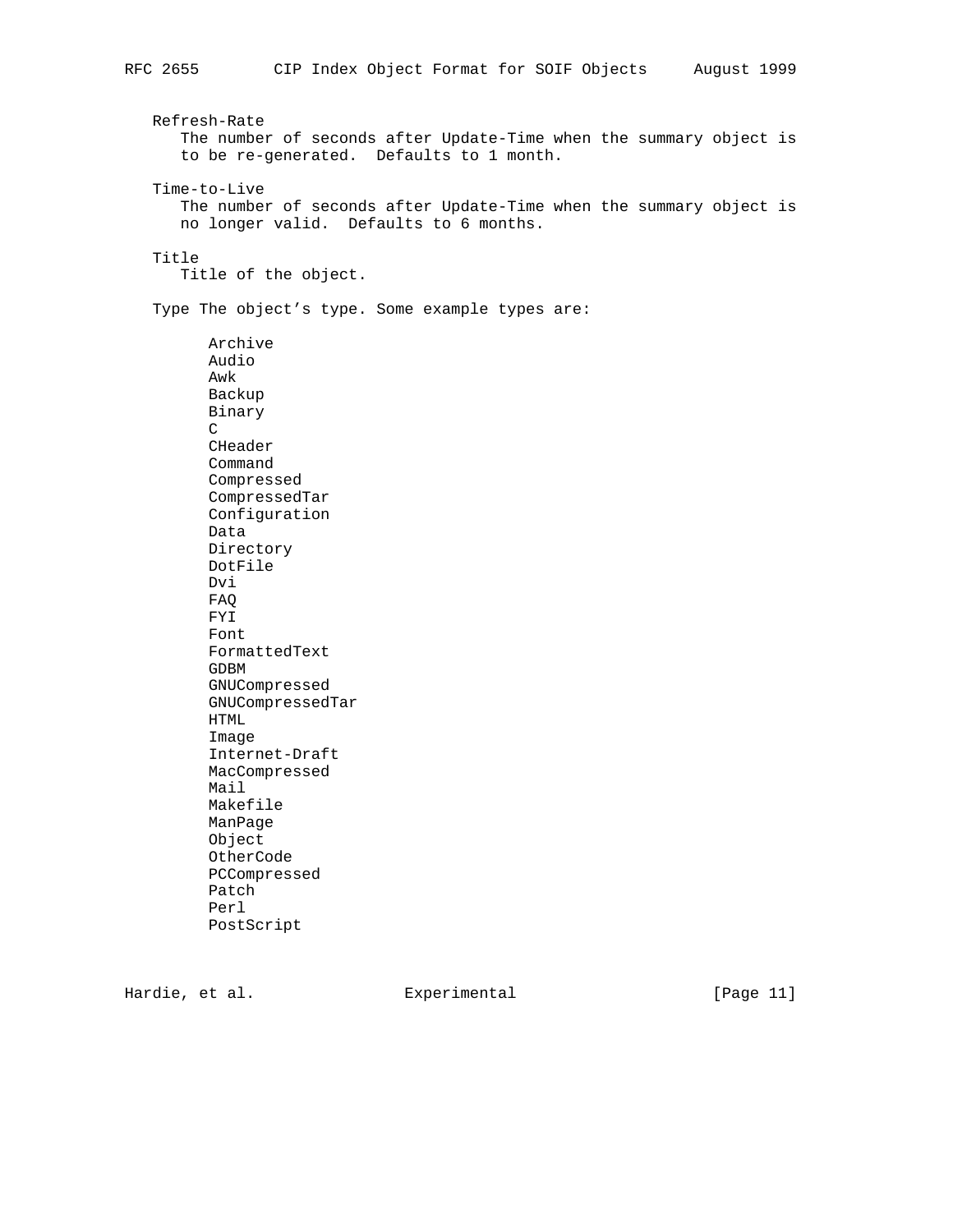Refresh-Rate
The number of seconds after Update-Time when the summary object is to be re-generated. Defaults to 1 month.

Time-to-Live
The number of seconds after Update-Time when the summary object is no longer valid. Defaults to 6 months.

Title
Title of the object.

Type The object’s type. Some example types are:

```
Archive
Audio
Awk
Backup
Binary
C
CHeader
Command
Compressed
CompressedTar
Configuration
Data
Directory
DotFile
Dvi
FAQ
FYI
Font
FormattedText
GDBM
GNUCompressed
GNUCompressedTar
HTML
Image
Internet-Draft
MacCompressed
Mail
Makefile
ManPage
Object
OtherCode
PCCompressed
Patch
Perl
PostScript
```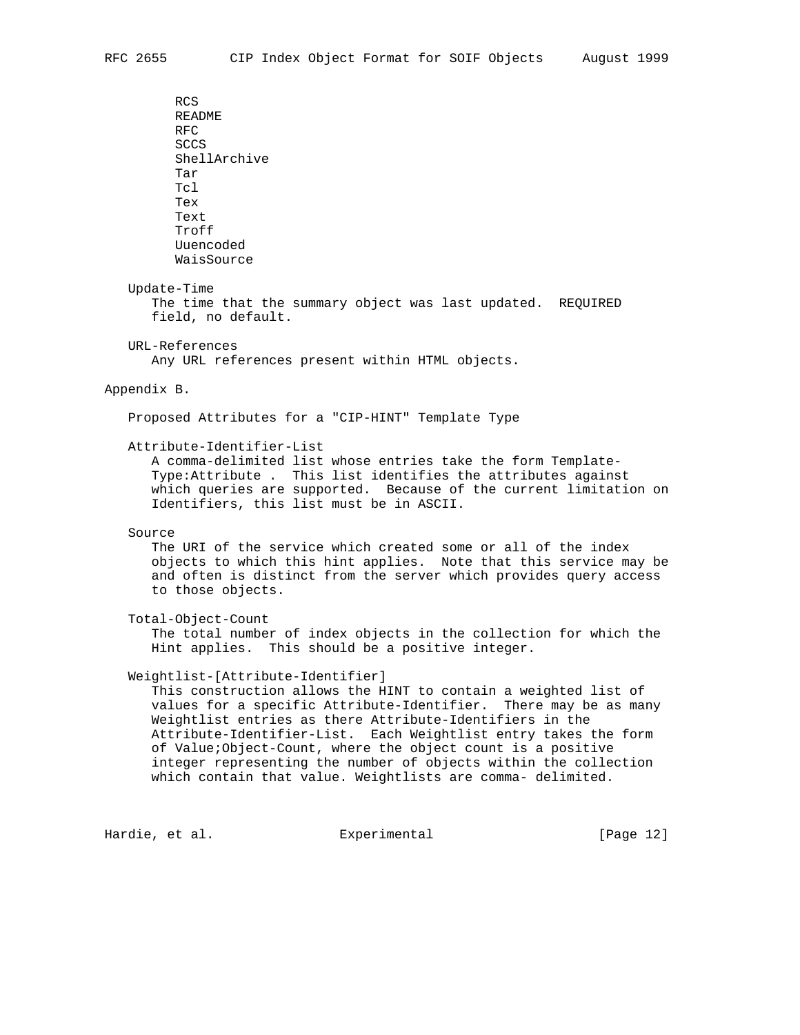RCS
README
RFC
SCCS
ShellArchive
Tar
Tcl
Tex
Text
Troff
Uuencoded
WaisSource

Update-Time
The time that the summary object was last updated. REQUIRED field, no default.

URL-References
Any URL references present within HTML objects.

## Appendix B.

Proposed Attributes for a "CIP-HINT" Template Type

Attribute-Identifier-List
A comma-delimited list whose entries take the form Template-Type:Attribute . This list identifies the attributes against which queries are supported. Because of the current limitation on Identifiers, this list must be in ASCII.

Source
The URI of the service which created some or all of the index objects to which this hint applies. Note that this service may be and often is distinct from the server which provides query access to those objects.

Total-Object-Count
The total number of index objects in the collection for which the Hint applies. This should be a positive integer.

Weightlist-[Attribute-Identifier]
This construction allows the HINT to contain a weighted list of values for a specific Attribute-Identifier. There may be as many Weightlist entries as there Attribute-Identifiers in the Attribute-Identifier-List. Each Weightlist entry takes the form of Value;Object-Count, where the object count is a positive integer representing the number of objects within the collection which contain that value. Weightlists are comma- delimited.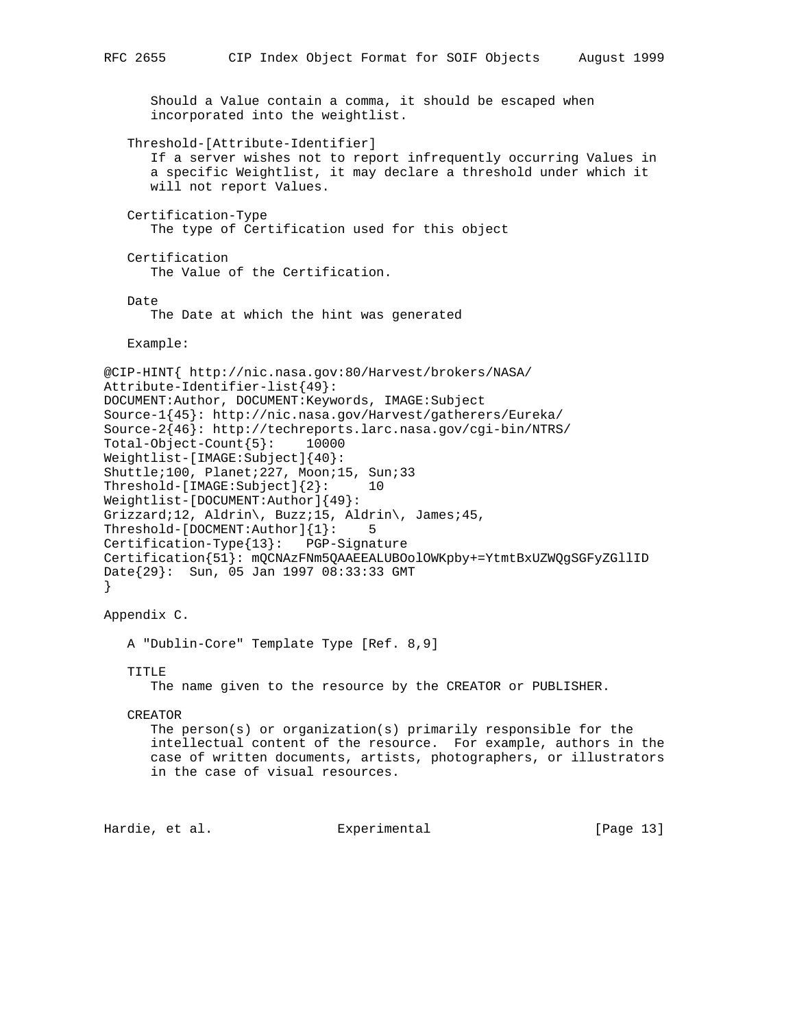Should a Value contain a comma, it should be escaped when incorporated into the weightlist.

Threshold-[Attribute-Identifier]
: If a server wishes not to report infrequently occurring Values in a specific Weightlist, it may declare a threshold under which it will not report Values.

Certification-Type
: The type of Certification used for this object

Certification
: The Value of the Certification.

Date
: The Date at which the hint was generated

Example:

```
@CIP-HINT{ http://nic.nasa.gov:80/Harvest/brokers/NASA/
Attribute-Identifier-list{49}:
DOCUMENT:Author, DOCUMENT:Keywords, IMAGE:Subject
Source-1{45}: http://nic.nasa.gov/Harvest/gatherers/Eureka/
Source-2{46}: http://techreports.larc.nasa.gov/cgi-bin/NTRS/
Total-Object-Count{5}:    10000
Weightlist-[IMAGE:Subject]{40}:
Shuttle;100, Planet;227, Moon;15, Sun;33
Threshold-[IMAGE:Subject]{2}:     10
Weightlist-[DOCUMENT:Author]{49}:
Grizzard;12, Aldrin\, Buzz;15, Aldrin\, James;45,
Threshold-[DOCMENT:Author]{1}:    5
Certification-Type{13}:   PGP-Signature
Certification{51}: mQCNAzFNm5QAAEEALUBOolOWKpby+=YtmtBxUZWQgSGFyZGllID
Date{29}:  Sun, 05 Jan 1997 08:33:33 GMT
}
```

## Appendix C.

A "Dublin-Core" Template Type [Ref. 8,9]

TITLE
: The name given to the resource by the CREATOR or PUBLISHER.

CREATOR
: The person(s) or organization(s) primarily responsible for the intellectual content of the resource. For example, authors in the case of written documents, artists, photographers, or illustrators in the case of visual resources.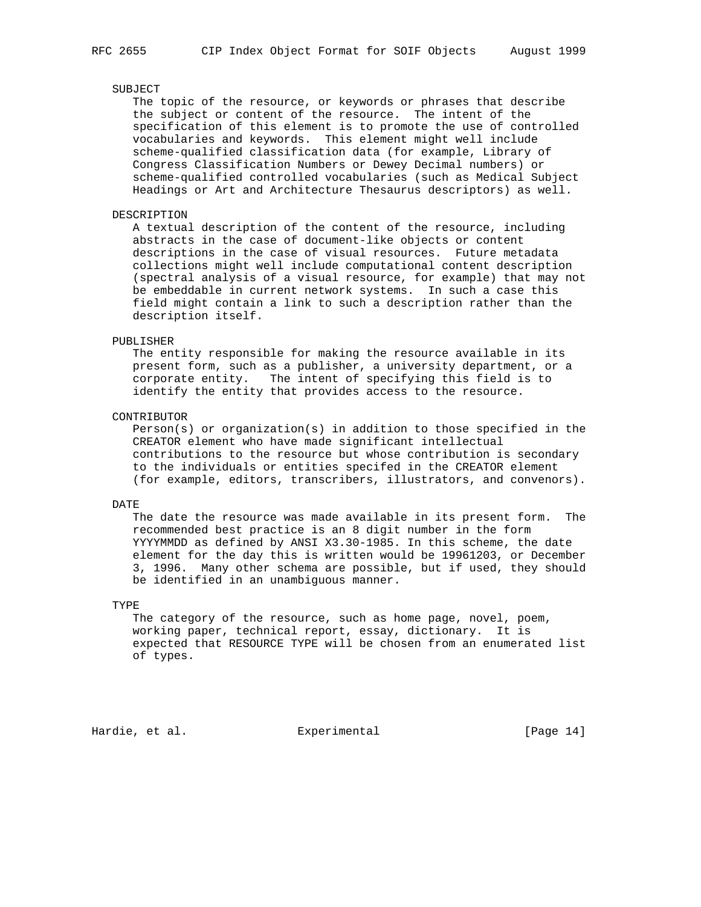SUBJECT

The topic of the resource, or keywords or phrases that describe the subject or content of the resource. The intent of the specification of this element is to promote the use of controlled vocabularies and keywords. This element might well include scheme-qualified classification data (for example, Library of Congress Classification Numbers or Dewey Decimal numbers) or scheme-qualified controlled vocabularies (such as Medical Subject Headings or Art and Architecture Thesaurus descriptors) as well.

DESCRIPTION

A textual description of the content of the resource, including abstracts in the case of document-like objects or content descriptions in the case of visual resources. Future metadata collections might well include computational content description (spectral analysis of a visual resource, for example) that may not be embeddable in current network systems. In such a case this field might contain a link to such a description rather than the description itself.

PUBLISHER

The entity responsible for making the resource available in its present form, such as a publisher, a university department, or a corporate entity. The intent of specifying this field is to identify the entity that provides access to the resource.

CONTRIBUTOR

Person(s) or organization(s) in addition to those specified in the CREATOR element who have made significant intellectual contributions to the resource but whose contribution is secondary to the individuals or entities specifed in the CREATOR element (for example, editors, transcribers, illustrators, and convenors).

DATE

The date the resource was made available in its present form. The recommended best practice is an 8 digit number in the form YYYYMMDD as defined by ANSI X3.30-1985. In this scheme, the date element for the day this is written would be 19961203, or December 3, 1996. Many other schema are possible, but if used, they should be identified in an unambiguous manner.

TYPE

The category of the resource, such as home page, novel, poem, working paper, technical report, essay, dictionary. It is expected that RESOURCE TYPE will be chosen from an enumerated list of types.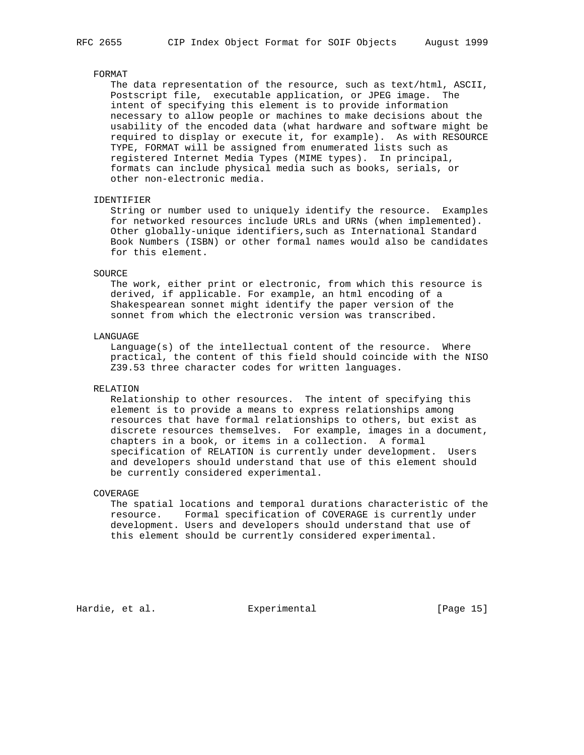FORMAT

The data representation of the resource, such as text/html, ASCII, Postscript file, executable application, or JPEG image. The intent of specifying this element is to provide information necessary to allow people or machines to make decisions about the usability of the encoded data (what hardware and software might be required to display or execute it, for example). As with RESOURCE TYPE, FORMAT will be assigned from enumerated lists such as registered Internet Media Types (MIME types). In principal, formats can include physical media such as books, serials, or other non-electronic media.

IDENTIFIER

String or number used to uniquely identify the resource. Examples for networked resources include URLs and URNs (when implemented). Other globally-unique identifiers,such as International Standard Book Numbers (ISBN) or other formal names would also be candidates for this element.

SOURCE

The work, either print or electronic, from which this resource is derived, if applicable. For example, an html encoding of a Shakespearean sonnet might identify the paper version of the sonnet from which the electronic version was transcribed.

LANGUAGE

Language(s) of the intellectual content of the resource. Where practical, the content of this field should coincide with the NISO Z39.53 three character codes for written languages.

RELATION

Relationship to other resources. The intent of specifying this element is to provide a means to express relationships among resources that have formal relationships to others, but exist as discrete resources themselves. For example, images in a document, chapters in a book, or items in a collection. A formal specification of RELATION is currently under development. Users and developers should understand that use of this element should be currently considered experimental.

COVERAGE

The spatial locations and temporal durations characteristic of the resource. Formal specification of COVERAGE is currently under development. Users and developers should understand that use of this element should be currently considered experimental.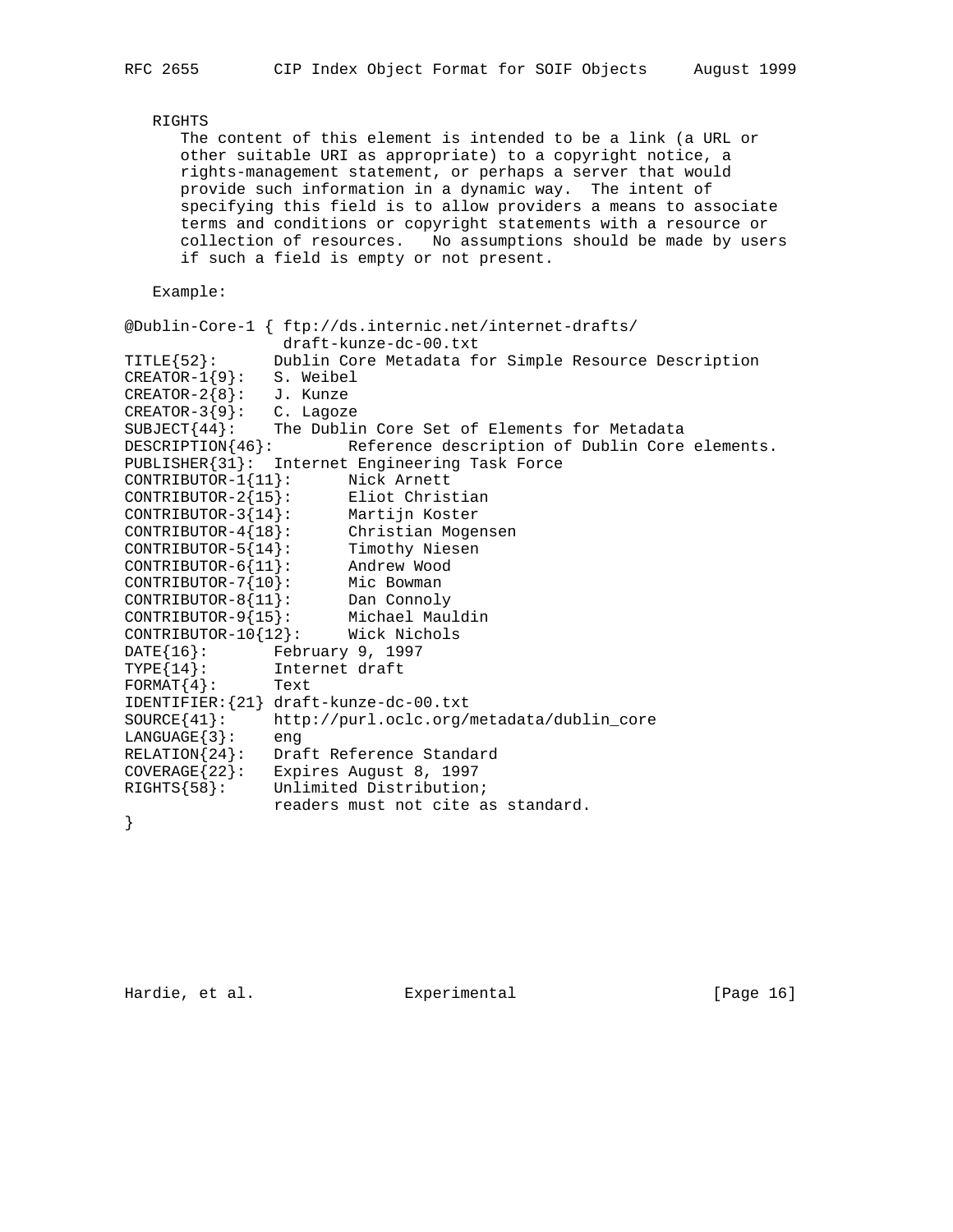RIGHTS

The content of this element is intended to be a link (a URL or other suitable URI as appropriate) to a copyright notice, a rights-management statement, or perhaps a server that would provide such information in a dynamic way. The intent of specifying this field is to allow providers a means to associate terms and conditions or copyright statements with a resource or collection of resources. No assumptions should be made by users if such a field is empty or not present.

Example:

```
@Dublin-Core-1 { ftp://ds.internic.net/internet-drafts/
                 draft-kunze-dc-00.txt
TITLE{52}:      Dublin Core Metadata for Simple Resource Description
CREATOR-1{9}:   S. Weibel
CREATOR-2{8}:   J. Kunze
CREATOR-3{9}:   C. Lagoze
SUBJECT{44}:    The Dublin Core Set of Elements for Metadata
DESCRIPTION{46}:        Reference description of Dublin Core elements.
PUBLISHER{31}:  Internet Engineering Task Force
CONTRIBUTOR-1{11}:      Nick Arnett
CONTRIBUTOR-2{15}:      Eliot Christian
CONTRIBUTOR-3{14}:      Martijn Koster
CONTRIBUTOR-4{18}:      Christian Mogensen
CONTRIBUTOR-5{14}:      Timothy Niesen
CONTRIBUTOR-6{11}:      Andrew Wood
CONTRIBUTOR-7{10}:      Mic Bowman
CONTRIBUTOR-8{11}:      Dan Connoly
CONTRIBUTOR-9{15}:      Michael Mauldin
CONTRIBUTOR-10{12}:     Wick Nichols
DATE{16}:       February 9, 1997
TYPE{14}:       Internet draft
FORMAT{4}:      Text
IDENTIFIER:{21} draft-kunze-dc-00.txt
SOURCE{41}:     http://purl.oclc.org/metadata/dublin_core
LANGUAGE{3}:    eng
RELATION{24}:   Draft Reference Standard
COVERAGE{22}:   Expires August 8, 1997
RIGHTS{58}:     Unlimited Distribution;
                readers must not cite as standard.
}
```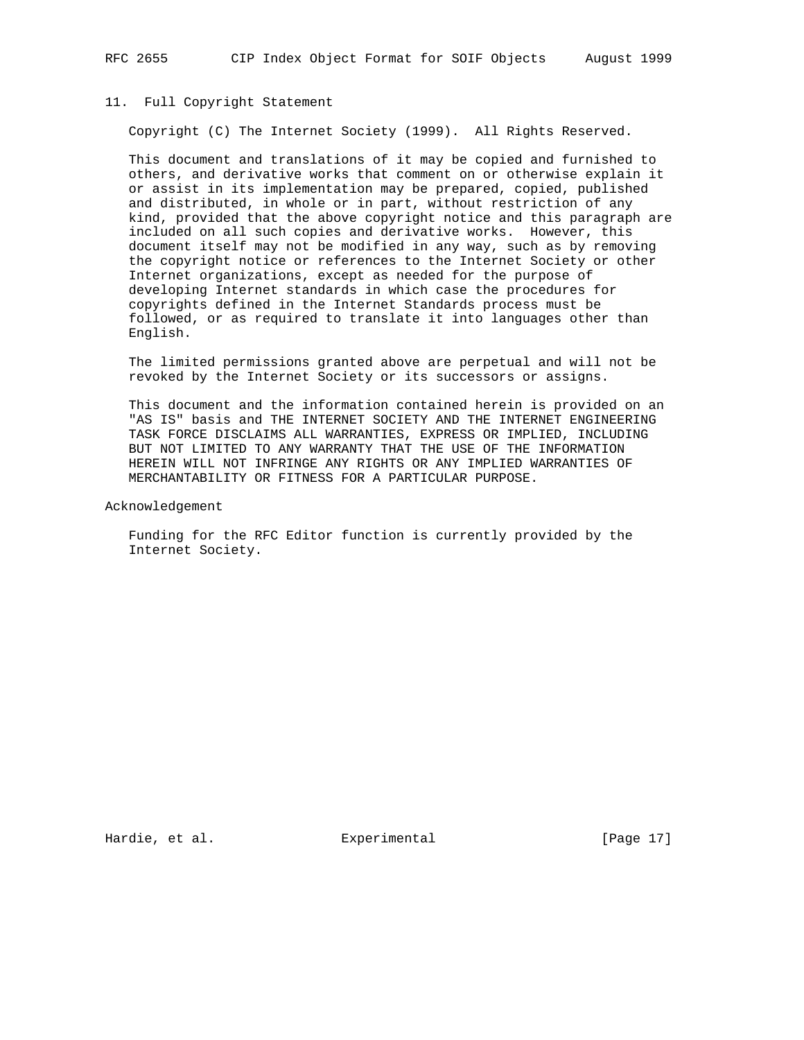## 11. Full Copyright Statement

Copyright (C) The Internet Society (1999). All Rights Reserved.

This document and translations of it may be copied and furnished to others, and derivative works that comment on or otherwise explain it or assist in its implementation may be prepared, copied, published and distributed, in whole or in part, without restriction of any kind, provided that the above copyright notice and this paragraph are included on all such copies and derivative works. However, this document itself may not be modified in any way, such as by removing the copyright notice or references to the Internet Society or other Internet organizations, except as needed for the purpose of developing Internet standards in which case the procedures for copyrights defined in the Internet Standards process must be followed, or as required to translate it into languages other than English.

The limited permissions granted above are perpetual and will not be revoked by the Internet Society or its successors or assigns.

This document and the information contained herein is provided on an "AS IS" basis and THE INTERNET SOCIETY AND THE INTERNET ENGINEERING TASK FORCE DISCLAIMS ALL WARRANTIES, EXPRESS OR IMPLIED, INCLUDING BUT NOT LIMITED TO ANY WARRANTY THAT THE USE OF THE INFORMATION HEREIN WILL NOT INFRINGE ANY RIGHTS OR ANY IMPLIED WARRANTIES OF MERCHANTABILITY OR FITNESS FOR A PARTICULAR PURPOSE.

## Acknowledgement

Funding for the RFC Editor function is currently provided by the Internet Society.